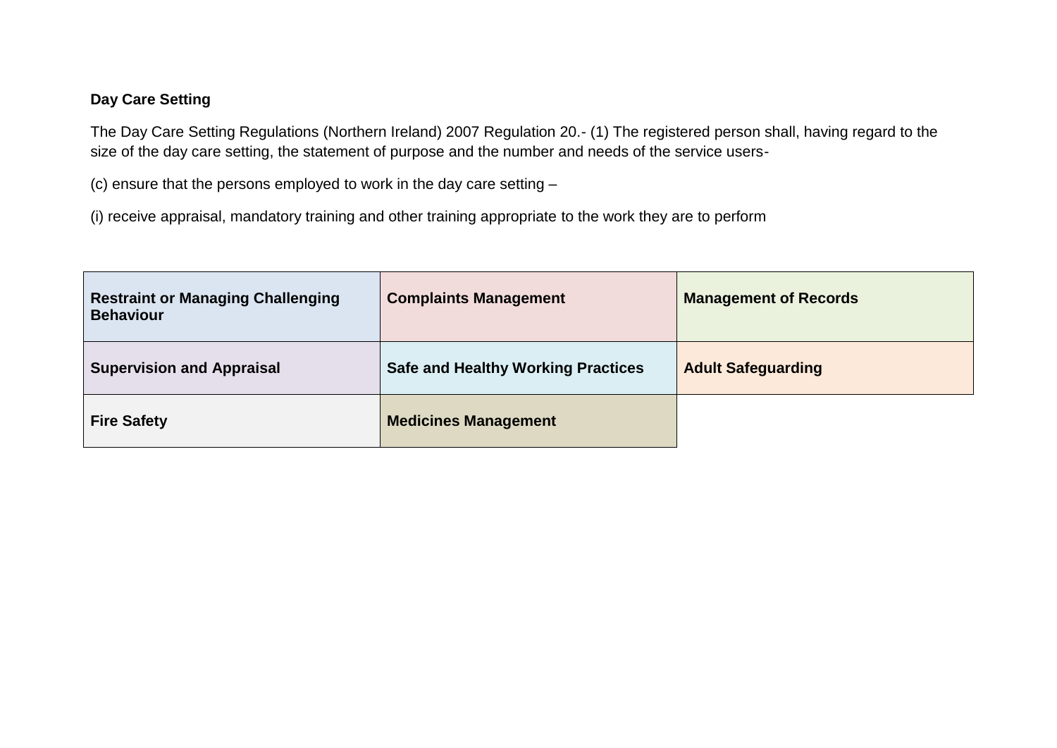**Day Care Setting**

The Day Care Setting Regulations (Northern Ireland) 2007 Regulation 20.- (1) The registered person shall, having regard to the size of the day care setting, the statement of purpose and the number and needs of the service users-

(c) ensure that the persons employed to work in the day care setting –

(i) receive appraisal, mandatory training and other training appropriate to the work they are to perform

| | | |
|---|---|---|
| **Restraint or Managing Challenging Behaviour** | **Complaints Management** | **Management of Records** |
| **Supervision and Appraisal** | **Safe and Healthy Working Practices** | **Adult Safeguarding** |
| **Fire Safety** | **Medicines Management** | |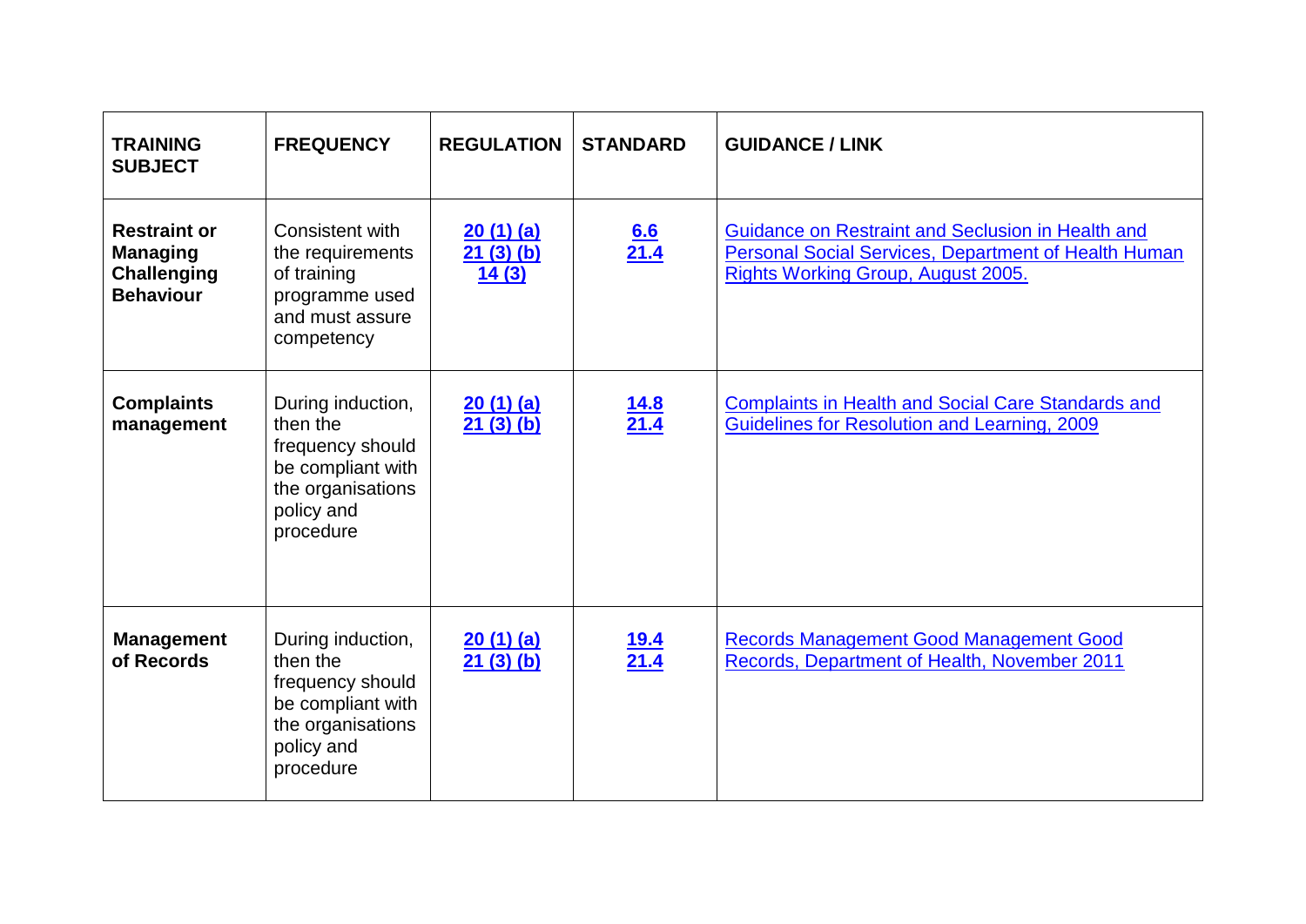| TRAINING SUBJECT | FREQUENCY | REGULATION | STANDARD | GUIDANCE / LINK |
|---|---|---|---|---|
| **Restraint or Managing Challenging Behaviour** | Consistent with the requirements of training programme used and must assure competency | 20 (1) (a)<br>21 (3) (b)<br>14 (3) | 6.6<br>21.4 | Guidance on Restraint and Seclusion in Health and Personal Social Services, Department of Health Human Rights Working Group, August 2005. |
| **Complaints management** | During induction, then the frequency should be compliant with the organisations policy and procedure | 20 (1) (a)<br>21 (3) (b) | 14.8<br>21.4 | Complaints in Health and Social Care Standards and Guidelines for Resolution and Learning, 2009 |
| **Management of Records** | During induction, then the frequency should be compliant with the organisations policy and procedure | 20 (1) (a)<br>21 (3) (b) | 19.4<br>21.4 | Records Management Good Management Good Records, Department of Health, November 2011 |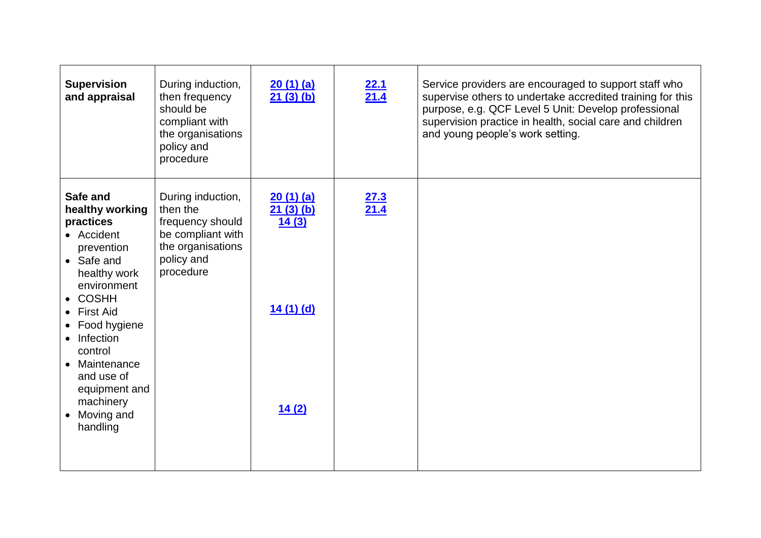| | | | | |
|---|---|---|---|---|
| **Supervision and appraisal** | During induction, then frequency should be compliant with the organisations policy and procedure | 20 (1) (a)<br>21 (3) (b) | 22.1<br>21.4 | Service providers are encouraged to support staff who supervise others to undertake accredited training for this purpose, e.g. QCF Level 5 Unit: Develop professional supervision practice in health, social care and children and young people's work setting. |
| **Safe and healthy working practices**<br>• Accident prevention<br>• Safe and healthy work environment<br>• COSHH<br>• First Aid<br>• Food hygiene<br>• Infection control<br>• Maintenance and use of equipment and machinery<br>• Moving and handling | During induction, then the frequency should be compliant with the organisations policy and procedure | 20 (1) (a)<br>21 (3) (b)<br>14 (3)<br><br>14 (1) (d)<br><br>14 (2) | 27.3<br>21.4 | |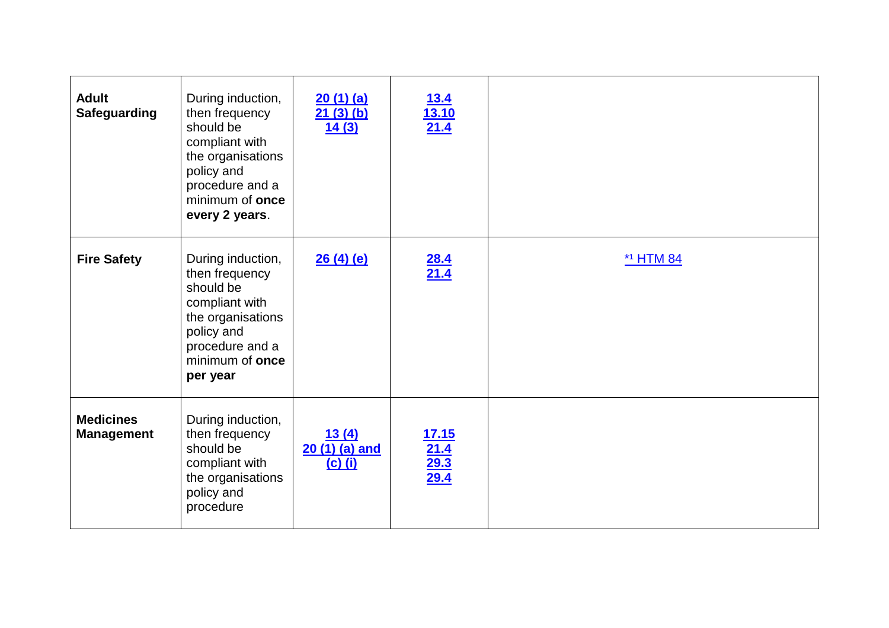| | | | | |
|---|---|---|---|---|
| **Adult Safeguarding** | During induction, then frequency should be compliant with the organisations policy and procedure and a minimum of **once every 2 years**. | 20 (1) (a)<br>21 (3) (b)<br>14 (3) | 13.4<br>13.10<br>21.4 | |
| **Fire Safety** | During induction, then frequency should be compliant with the organisations policy and procedure and a minimum of **once per year** | 26 (4) (e) | 28.4<br>21.4 | *[1] HTM 84 |
| **Medicines Management** | During induction, then frequency should be compliant with the organisations policy and procedure | 13 (4)<br>20 (1) (a) and (c) (i) | 17.15<br>21.4<br>29.3<br>29.4 | |